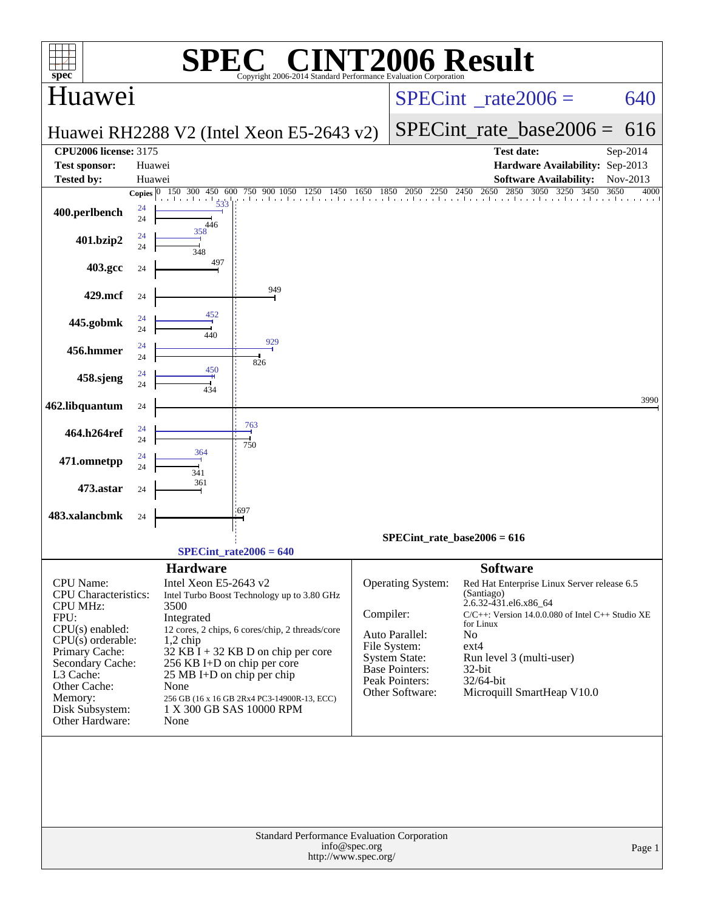# SPEC® CINT2006 Result

Copyright 2006-2014 Standard Performance Evaluation Corporation

## Huawei

**Huawei RH2288 V2 (Intel Xeon E5-2643 v2)**

SPECint_rate2006 = 640

SPECint_rate_base2006 = 616

| | | | |
|---|---|---|---|
| **CPU2006 license:** 3175 | | **Test date:** | Sep-2014 |
| **Test sponsor:** | Huawei | **Hardware Availability:** | Sep-2013 |
| **Tested by:** | Huawei | **Software Availability:** | Nov-2013 |

| Benchmark | Copies (peak) | Peak | Copies (base) | Base |
|---|---|---|---|---|
| 400.perlbench | 24 | 533 | 24 | 446 |
| 401.bzip2 | 24 | 358 | 24 | 348 |
| 403.gcc | | | 24 | 497 |
| 429.mcf | | | 24 | 949 |
| 445.gobmk | 24 | 452 | 24 | 440 |
| 456.hmmer | 24 | 929 | 24 | 826 |
| 458.sjeng | 24 | 450 | 24 | 434 |
| 462.libquantum | | | 24 | 3990 |
| 464.h264ref | 24 | 763 | 24 | 750 |
| 471.omnetpp | 24 | 364 | 24 | 341 |
| 473.astar | | | 24 | 361 |
| 483.xalancbmk | | | 24 | 697 |

SPECint_rate_base2006 = 616

SPECint_rate2006 = 640

### Hardware

| | |
|---|---|
| CPU Name: | Intel Xeon E5-2643 v2 |
| CPU Characteristics: | Intel Turbo Boost Technology up to 3.80 GHz |
| CPU MHz: | 3500 |
| FPU: | Integrated |
| CPU(s) enabled: | 12 cores, 2 chips, 6 cores/chip, 2 threads/core |
| CPU(s) orderable: | 1,2 chip |
| Primary Cache: | 32 KB I + 32 KB D on chip per core |
| Secondary Cache: | 256 KB I+D on chip per core |
| L3 Cache: | 25 MB I+D on chip per chip |
| Other Cache: | None |
| Memory: | 256 GB (16 x 16 GB 2Rx4 PC3-14900R-13, ECC) |
| Disk Subsystem: | 1 X 300 GB SAS 10000 RPM |
| Other Hardware: | None |

### Software

| | |
|---|---|
| Operating System: | Red Hat Enterprise Linux Server release 6.5 (Santiago) 2.6.32-431.el6.x86_64 |
| Compiler: | C/C++: Version 14.0.0.080 of Intel C++ Studio XE for Linux |
| Auto Parallel: | No |
| File System: | ext4 |
| System State: | Run level 3 (multi-user) |
| Base Pointers: | 32-bit |
| Peak Pointers: | 32/64-bit |
| Other Software: | Microquill SmartHeap V10.0 |

Standard Performance Evaluation Corporation
info@spec.org
http://www.spec.org/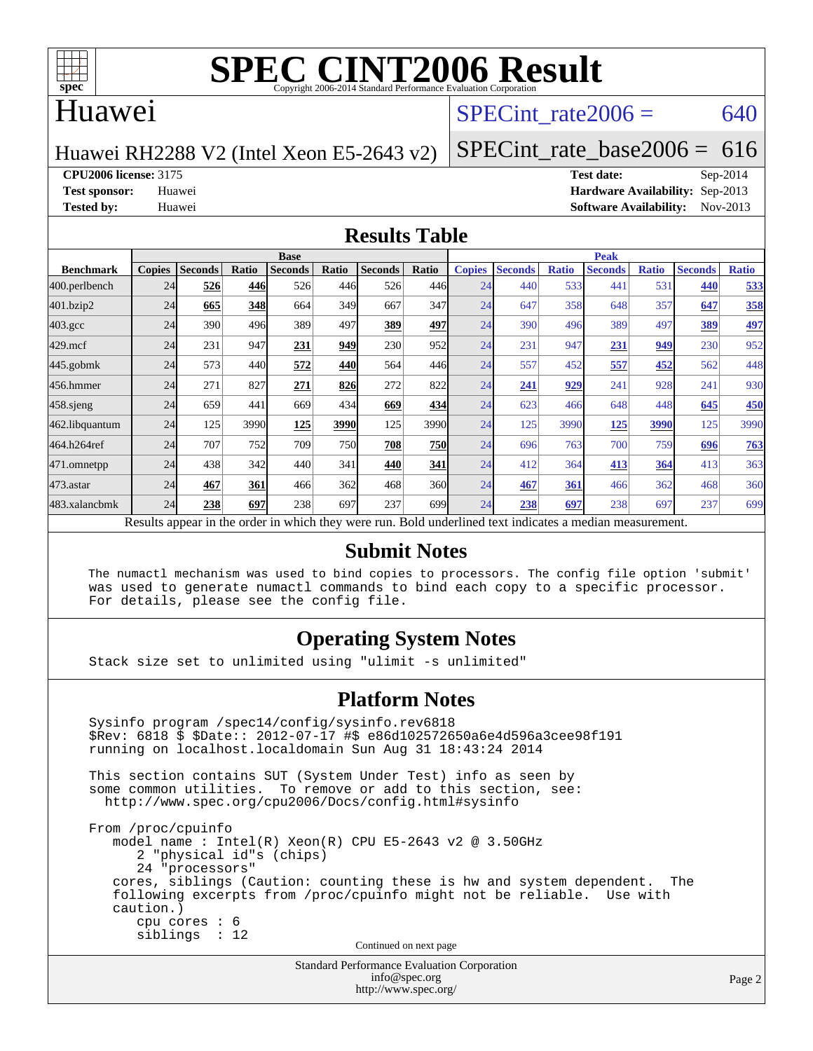# SPEC CINT2006 Result

Copyright 2006-2014 Standard Performance Evaluation Corporation

## Huawei

Huawei RH2288 V2 (Intel Xeon E5-2643 v2)

SPECint_rate2006 = 640

SPECint_rate_base2006 = 616

**CPU2006 license:** 3175
**Test sponsor:** Huawei
**Tested by:** Huawei

**Test date:** Sep-2014
**Hardware Availability:** Sep-2013
**Software Availability:** Nov-2013

## Results Table

| | Base | | | | | | | | Peak | | | | | | | |
|---|---|---|---|---|---|---|---|---|---|---|---|---|---|---|---|---|
| **Benchmark** | **Copies** | **Seconds** | **Ratio** | **Seconds** | **Ratio** | **Seconds** | **Ratio** | **Copies** | **Seconds** | **Ratio** | **Seconds** | **Ratio** | **Seconds** | **Ratio** |
| 400.perlbench | 24 | **526** | **446** | 526 | 446 | 526 | 446 | 24 | 440 | 533 | 441 | 531 | **440** | **533** |
| 401.bzip2 | 24 | **665** | **348** | 664 | 349 | 667 | 347 | 24 | 647 | 358 | 648 | 357 | **647** | **358** |
| 403.gcc | 24 | 390 | 496 | 389 | 497 | **389** | **497** | 24 | 390 | 496 | 389 | 497 | **389** | **497** |
| 429.mcf | 24 | 231 | 947 | **231** | **949** | 230 | 952 | 24 | 231 | 947 | **231** | **949** | 230 | 952 |
| 445.gobmk | 24 | 573 | 440 | **572** | **440** | 564 | 446 | 24 | 557 | 452 | **557** | **452** | 562 | 448 |
| 456.hmmer | 24 | 271 | 827 | **271** | **826** | 272 | 822 | 24 | **241** | **929** | 241 | 928 | 241 | 930 |
| 458.sjeng | 24 | 659 | 441 | 669 | 434 | **669** | **434** | 24 | 623 | 466 | 648 | 448 | **645** | **450** |
| 462.libquantum | 24 | 125 | 3990 | **125** | **3990** | 125 | 3990 | 24 | 125 | 3990 | **125** | **3990** | 125 | 3990 |
| 464.h264ref | 24 | 707 | 752 | 709 | 750 | **708** | **750** | 24 | 696 | 763 | 700 | 759 | **696** | **763** |
| 471.omnetpp | 24 | 438 | 342 | 440 | 341 | **440** | **341** | 24 | 412 | 364 | **413** | **364** | 413 | 363 |
| 473.astar | 24 | **467** | **361** | 466 | 362 | 468 | 360 | 24 | **467** | **361** | 466 | 362 | 468 | 360 |
| 483.xalancbmk | 24 | **238** | **697** | 238 | 697 | 237 | 699 | 24 | **238** | **697** | 238 | 697 | 237 | 699 |

Results appear in the order in which they were run. Bold underlined text indicates a median measurement.

## Submit Notes

```
The numactl mechanism was used to bind copies to processors. The config file option 'submit'
was used to generate numactl commands to bind each copy to a specific processor.
For details, please see the config file.
```

## Operating System Notes

```
Stack size set to unlimited using "ulimit -s unlimited"
```

## Platform Notes

```
Sysinfo program /spec14/config/sysinfo.rev6818
$Rev: 6818 $ $Date:: 2012-07-17 #$ e86d102572650a6e4d596a3cee98f191
running on localhost.localdomain Sun Aug 31 18:43:24 2014

This section contains SUT (System Under Test) info as seen by
some common utilities.  To remove or add to this section, see:
  http://www.spec.org/cpu2006/Docs/config.html#sysinfo

From /proc/cpuinfo
   model name : Intel(R) Xeon(R) CPU E5-2643 v2 @ 3.50GHz
      2 "physical id"s (chips)
      24 "processors"
   cores, siblings (Caution: counting these is hw and system dependent.  The
   following excerpts from /proc/cpuinfo might not be reliable.  Use with
   caution.)
      cpu cores : 6
      siblings  : 12
```

Continued on next page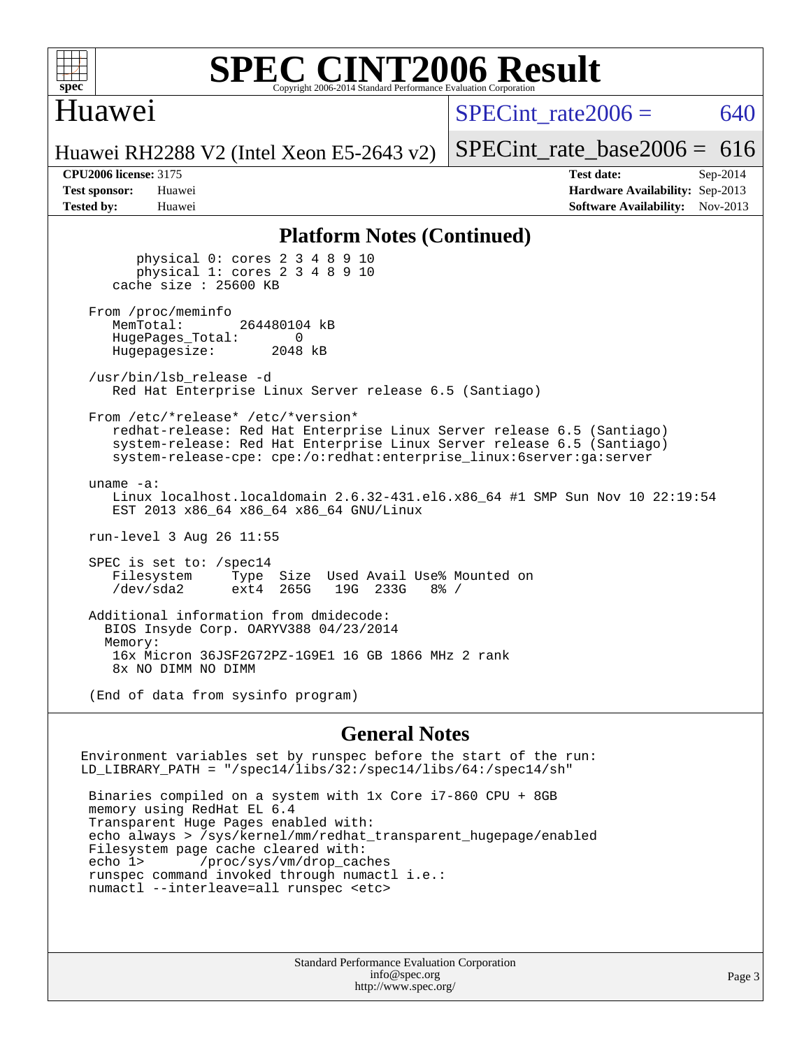# SPEC CINT2006 Result

Copyright 2006-2014 Standard Performance Evaluation Corporation

## Huawei

Huawei RH2288 V2 (Intel Xeon E5-2643 v2)

SPECint_rate2006 = 640

SPECint_rate_base2006 = 616

**CPU2006 license:** 3175
**Test sponsor:** Huawei
**Tested by:** Huawei

**Test date:** Sep-2014
**Hardware Availability:** Sep-2013
**Software Availability:** Nov-2013

## Platform Notes (Continued)

```
        physical 0: cores 2 3 4 8 9 10
        physical 1: cores 2 3 4 8 9 10
     cache size : 25600 KB

   From /proc/meminfo
      MemTotal:       264480104 kB
      HugePages_Total:       0
      Hugepagesize:       2048 kB

   /usr/bin/lsb_release -d
      Red Hat Enterprise Linux Server release 6.5 (Santiago)

   From /etc/*release* /etc/*version*
      redhat-release: Red Hat Enterprise Linux Server release 6.5 (Santiago)
      system-release: Red Hat Enterprise Linux Server release 6.5 (Santiago)
      system-release-cpe: cpe:/o:redhat:enterprise_linux:6server:ga:server

   uname -a:
      Linux localhost.localdomain 2.6.32-431.el6.x86_64 #1 SMP Sun Nov 10 22:19:54
      EST 2013 x86_64 x86_64 x86_64 GNU/Linux

   run-level 3 Aug 26 11:55

   SPEC is set to: /spec14
      Filesystem     Type  Size  Used Avail Use% Mounted on
      /dev/sda2      ext4  265G   19G  233G   8% /

   Additional information from dmidecode:
     BIOS Insyde Corp. OARYV388 04/23/2014
     Memory:
      16x Micron 36JSF2G72PZ-1G9E1 16 GB 1866 MHz 2 rank
      8x NO DIMM NO DIMM

   (End of data from sysinfo program)
```

## General Notes

```
Environment variables set by runspec before the start of the run:
LD_LIBRARY_PATH = "/spec14/libs/32:/spec14/libs/64:/spec14/sh"

 Binaries compiled on a system with 1x Core i7-860 CPU + 8GB
 memory using RedHat EL 6.4
 Transparent Huge Pages enabled with:
 echo always > /sys/kernel/mm/redhat_transparent_hugepage/enabled
 Filesystem page cache cleared with:
 echo 1>       /proc/sys/vm/drop_caches
 runspec command invoked through numactl i.e.:
 numactl --interleave=all runspec <etc>
```

Standard Performance Evaluation Corporation
info@spec.org
http://www.spec.org/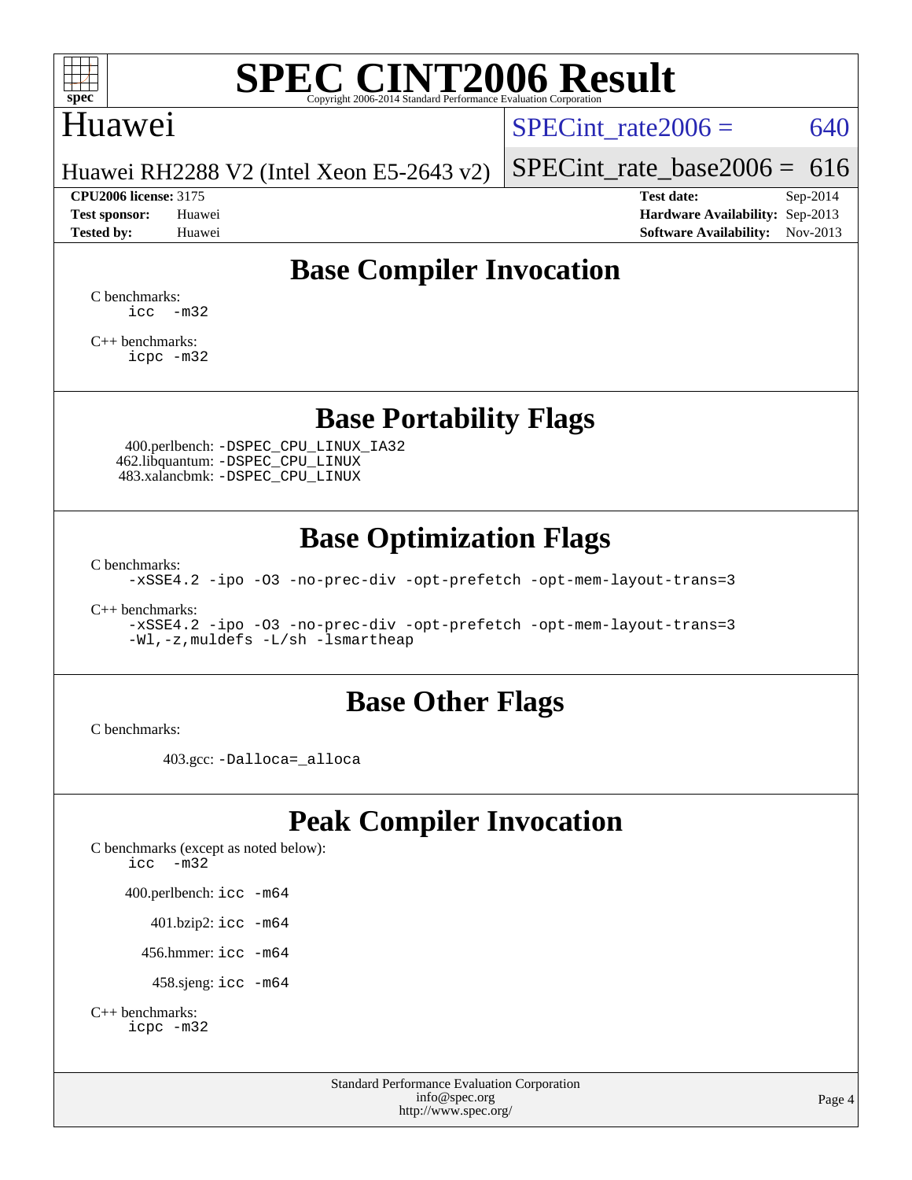# SPEC CINT2006 Result

Copyright 2006-2014 Standard Performance Evaluation Corporation

## Huawei

Huawei RH2288 V2 (Intel Xeon E5-2643 v2)

SPECint_rate2006 = 640

SPECint_rate_base2006 = 616

**CPU2006 license:** 3175
**Test sponsor:** Huawei
**Tested by:** Huawei

**Test date:** Sep-2014
**Hardware Availability:** Sep-2013
**Software Availability:** Nov-2013

## Base Compiler Invocation

C benchmarks:
```
icc -m32
```

C++ benchmarks:
```
icpc -m32
```

## Base Portability Flags

400.perlbench: `-DSPEC_CPU_LINUX_IA32`
462.libquantum: `-DSPEC_CPU_LINUX`
483.xalancbmk: `-DSPEC_CPU_LINUX`

## Base Optimization Flags

C benchmarks:
```
-xSSE4.2 -ipo -O3 -no-prec-div -opt-prefetch -opt-mem-layout-trans=3
```

C++ benchmarks:
```
-xSSE4.2 -ipo -O3 -no-prec-div -opt-prefetch -opt-mem-layout-trans=3
-Wl,-z,muldefs -L/sh -lsmartheap
```

## Base Other Flags

C benchmarks:

403.gcc: `-Dalloca=_alloca`

## Peak Compiler Invocation

C benchmarks (except as noted below):
```
icc -m32
```

400.perlbench: `icc -m64`

401.bzip2: `icc -m64`

456.hmmer: `icc -m64`

458.sjeng: `icc -m64`

C++ benchmarks:
```
icpc -m32
```

Standard Performance Evaluation Corporation
info@spec.org
http://www.spec.org/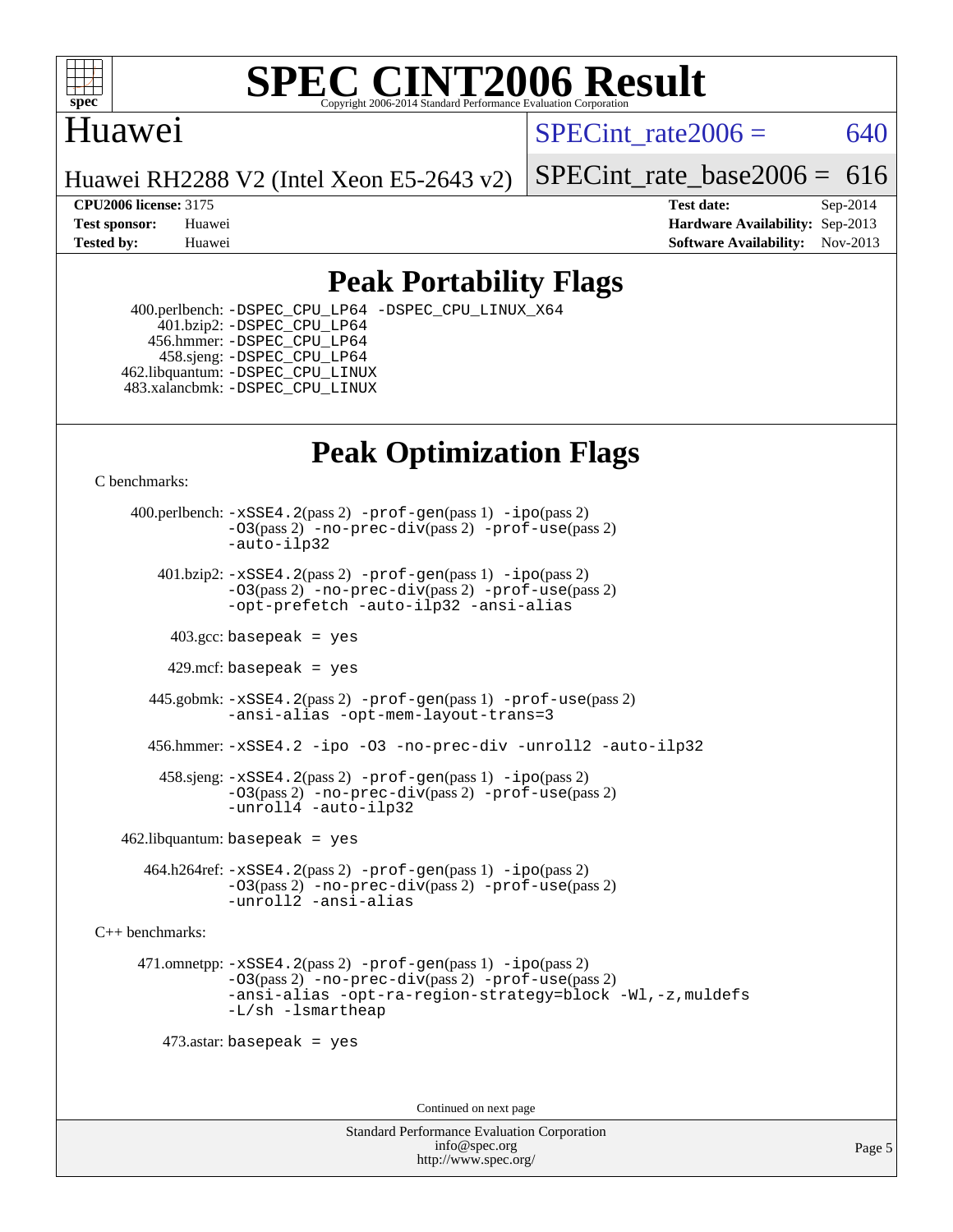# SPEC CINT2006 Result

Copyright 2006-2014 Standard Performance Evaluation Corporation

## Huawei

Huawei RH2288 V2 (Intel Xeon E5-2643 v2)

SPECint_rate2006 = 640

SPECint_rate_base2006 = 616

| | | | |
|---|---|---|---|
| **CPU2006 license:** | 3175 | **Test date:** | Sep-2014 |
| **Test sponsor:** | Huawei | **Hardware Availability:** | Sep-2013 |
| **Tested by:** | Huawei | **Software Availability:** | Nov-2013 |

## Peak Portability Flags

400.perlbench: `-DSPEC_CPU_LP64 -DSPEC_CPU_LINUX_X64`
401.bzip2: `-DSPEC_CPU_LP64`
456.hmmer: `-DSPEC_CPU_LP64`
458.sjeng: `-DSPEC_CPU_LP64`
462.libquantum: `-DSPEC_CPU_LINUX`
483.xalancbmk: `-DSPEC_CPU_LINUX`

## Peak Optimization Flags

C benchmarks:

400.perlbench: `-xSSE4.2`(pass 2) `-prof-gen`(pass 1) `-ipo`(pass 2) `-O3`(pass 2) `-no-prec-div`(pass 2) `-prof-use`(pass 2) `-auto-ilp32`

401.bzip2: `-xSSE4.2`(pass 2) `-prof-gen`(pass 1) `-ipo`(pass 2) `-O3`(pass 2) `-no-prec-div`(pass 2) `-prof-use`(pass 2) `-opt-prefetch -auto-ilp32 -ansi-alias`

403.gcc: `basepeak = yes`

429.mcf: `basepeak = yes`

445.gobmk: `-xSSE4.2`(pass 2) `-prof-gen`(pass 1) `-prof-use`(pass 2) `-ansi-alias -opt-mem-layout-trans=3`

456.hmmer: `-xSSE4.2 -ipo -O3 -no-prec-div -unroll2 -auto-ilp32`

458.sjeng: `-xSSE4.2`(pass 2) `-prof-gen`(pass 1) `-ipo`(pass 2) `-O3`(pass 2) `-no-prec-div`(pass 2) `-prof-use`(pass 2) `-unroll4 -auto-ilp32`

462.libquantum: `basepeak = yes`

464.h264ref: `-xSSE4.2`(pass 2) `-prof-gen`(pass 1) `-ipo`(pass 2) `-O3`(pass 2) `-no-prec-div`(pass 2) `-prof-use`(pass 2) `-unroll2 -ansi-alias`

C++ benchmarks:

471.omnetpp: `-xSSE4.2`(pass 2) `-prof-gen`(pass 1) `-ipo`(pass 2) `-O3`(pass 2) `-no-prec-div`(pass 2) `-prof-use`(pass 2) `-ansi-alias -opt-ra-region-strategy=block -Wl,-z,muldefs -L/sh -lsmartheap`

473.astar: `basepeak = yes`

Continued on next page

Standard Performance Evaluation Corporation
info@spec.org
http://www.spec.org/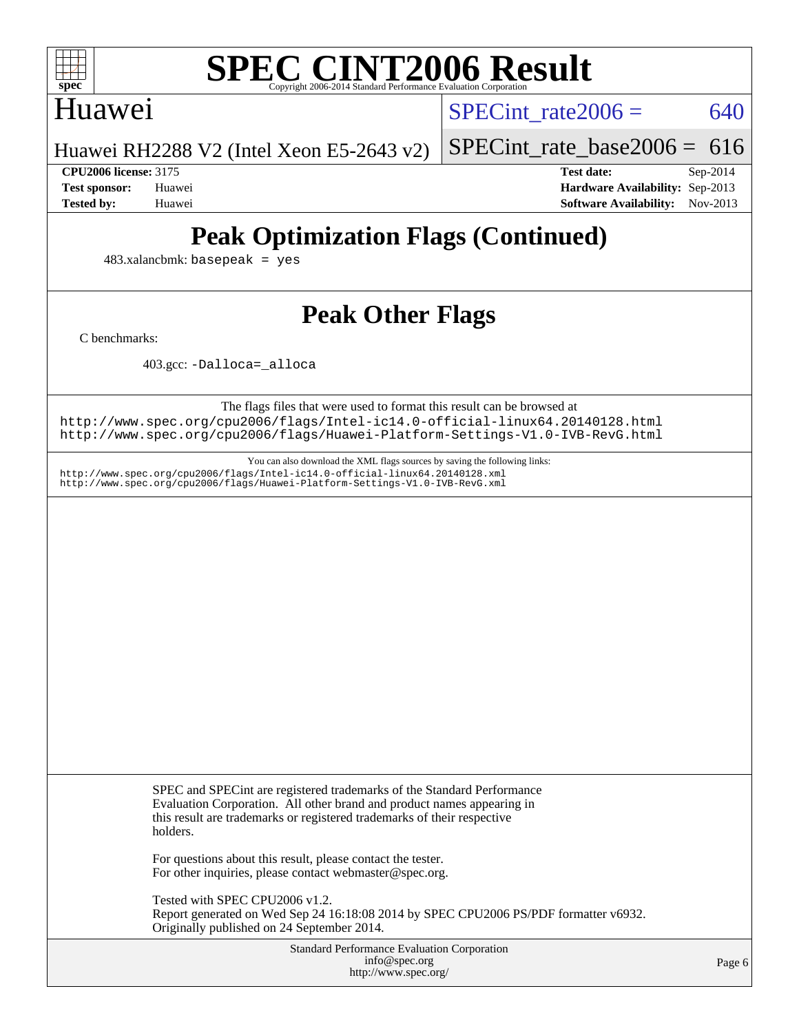# Peak Optimization Flags (Continued)

483.xalancbmk: basepeak = yes

# Peak Other Flags

C benchmarks:

403.gcc: -Dalloca=_alloca

The flags files that were used to format this result can be browsed at
http://www.spec.org/cpu2006/flags/Intel-ic14.0-official-linux64.20140128.html
http://www.spec.org/cpu2006/flags/Huawei-Platform-Settings-V1.0-IVB-RevG.html

You can also download the XML flags sources by saving the following links:
http://www.spec.org/cpu2006/flags/Intel-ic14.0-official-linux64.20140128.xml
http://www.spec.org/cpu2006/flags/Huawei-Platform-Settings-V1.0-IVB-RevG.xml

SPEC and SPECint are registered trademarks of the Standard Performance Evaluation Corporation. All other brand and product names appearing in this result are trademarks or registered trademarks of their respective holders.

For questions about this result, please contact the tester.
For other inquiries, please contact webmaster@spec.org.

Tested with SPEC CPU2006 v1.2.
Report generated on Wed Sep 24 16:18:08 2014 by SPEC CPU2006 PS/PDF formatter v6932.
Originally published on 24 September 2014.